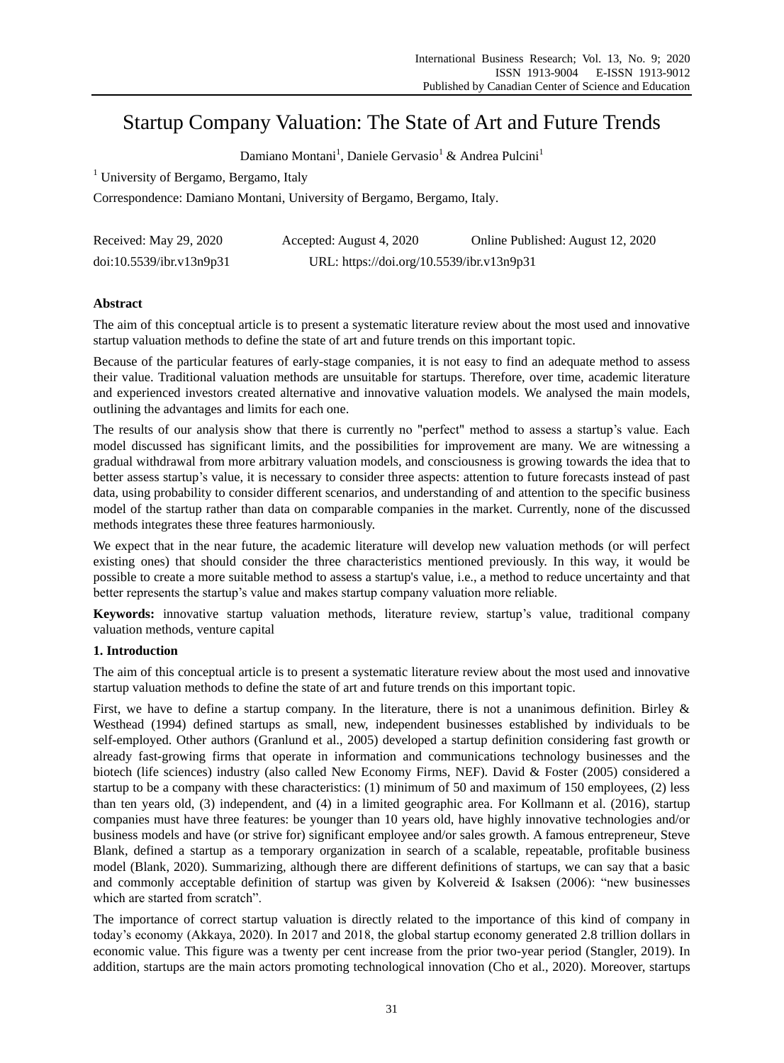# Startup Company Valuation: The State of Art and Future Trends

Damiano Montani[1], Daniele Gervasio[1] & Andrea Pulcini[1]

[1] University of Bergamo, Bergamo, Italy

Correspondence: Damiano Montani, University of Bergamo, Bergamo, Italy.

Received: May 29, 2020 Accepted: August 4, 2020 Online Published: August 12, 2020

doi:10.5539/ibr.v13n9p31 URL: https://doi.org/10.5539/ibr.v13n9p31

## Abstract

The aim of this conceptual article is to present a systematic literature review about the most used and innovative startup valuation methods to define the state of art and future trends on this important topic.

Because of the particular features of early-stage companies, it is not easy to find an adequate method to assess their value. Traditional valuation methods are unsuitable for startups. Therefore, over time, academic literature and experienced investors created alternative and innovative valuation models. We analysed the main models, outlining the advantages and limits for each one.

The results of our analysis show that there is currently no "perfect" method to assess a startup's value. Each model discussed has significant limits, and the possibilities for improvement are many. We are witnessing a gradual withdrawal from more arbitrary valuation models, and consciousness is growing towards the idea that to better assess startup's value, it is necessary to consider three aspects: attention to future forecasts instead of past data, using probability to consider different scenarios, and understanding of and attention to the specific business model of the startup rather than data on comparable companies in the market. Currently, none of the discussed methods integrates these three features harmoniously.

We expect that in the near future, the academic literature will develop new valuation methods (or will perfect existing ones) that should consider the three characteristics mentioned previously. In this way, it would be possible to create a more suitable method to assess a startup's value, i.e., a method to reduce uncertainty and that better represents the startup's value and makes startup company valuation more reliable.

**Keywords:** innovative startup valuation methods, literature review, startup's value, traditional company valuation methods, venture capital

## 1. Introduction

The aim of this conceptual article is to present a systematic literature review about the most used and innovative startup valuation methods to define the state of art and future trends on this important topic.

First, we have to define a startup company. In the literature, there is not a unanimous definition. Birley & Westhead (1994) defined startups as small, new, independent businesses established by individuals to be self-employed. Other authors (Granlund et al., 2005) developed a startup definition considering fast growth or already fast-growing firms that operate in information and communications technology businesses and the biotech (life sciences) industry (also called New Economy Firms, NEF). David & Foster (2005) considered a startup to be a company with these characteristics: (1) minimum of 50 and maximum of 150 employees, (2) less than ten years old, (3) independent, and (4) in a limited geographic area. For Kollmann et al. (2016), startup companies must have three features: be younger than 10 years old, have highly innovative technologies and/or business models and have (or strive for) significant employee and/or sales growth. A famous entrepreneur, Steve Blank, defined a startup as a temporary organization in search of a scalable, repeatable, profitable business model (Blank, 2020). Summarizing, although there are different definitions of startups, we can say that a basic and commonly acceptable definition of startup was given by Kolvereid & Isaksen (2006): "new businesses which are started from scratch".

The importance of correct startup valuation is directly related to the importance of this kind of company in today's economy (Akkaya, 2020). In 2017 and 2018, the global startup economy generated 2.8 trillion dollars in economic value. This figure was a twenty per cent increase from the prior two-year period (Stangler, 2019). In addition, startups are the main actors promoting technological innovation (Cho et al., 2020). Moreover, startups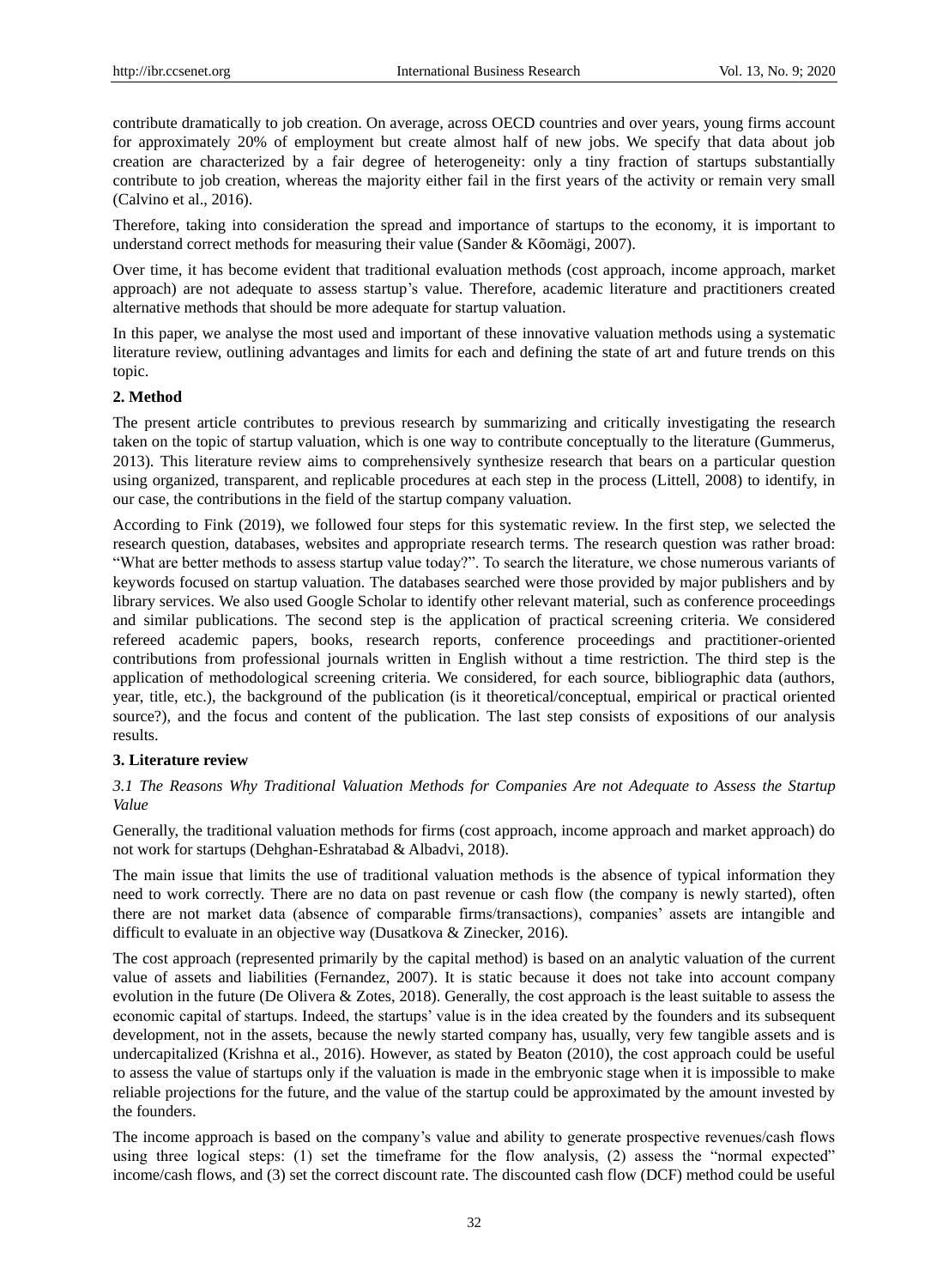contribute dramatically to job creation. On average, across OECD countries and over years, young firms account for approximately 20% of employment but create almost half of new jobs. We specify that data about job creation are characterized by a fair degree of heterogeneity: only a tiny fraction of startups substantially contribute to job creation, whereas the majority either fail in the first years of the activity or remain very small (Calvino et al., 2016).

Therefore, taking into consideration the spread and importance of startups to the economy, it is important to understand correct methods for measuring their value (Sander & Kõomägi, 2007).

Over time, it has become evident that traditional evaluation methods (cost approach, income approach, market approach) are not adequate to assess startup's value. Therefore, academic literature and practitioners created alternative methods that should be more adequate for startup valuation.

In this paper, we analyse the most used and important of these innovative valuation methods using a systematic literature review, outlining advantages and limits for each and defining the state of art and future trends on this topic.

## 2. Method

The present article contributes to previous research by summarizing and critically investigating the research taken on the topic of startup valuation, which is one way to contribute conceptually to the literature (Gummerus, 2013). This literature review aims to comprehensively synthesize research that bears on a particular question using organized, transparent, and replicable procedures at each step in the process (Littell, 2008) to identify, in our case, the contributions in the field of the startup company valuation.

According to Fink (2019), we followed four steps for this systematic review. In the first step, we selected the research question, databases, websites and appropriate research terms. The research question was rather broad: "What are better methods to assess startup value today?". To search the literature, we chose numerous variants of keywords focused on startup valuation. The databases searched were those provided by major publishers and by library services. We also used Google Scholar to identify other relevant material, such as conference proceedings and similar publications. The second step is the application of practical screening criteria. We considered refereed academic papers, books, research reports, conference proceedings and practitioner-oriented contributions from professional journals written in English without a time restriction. The third step is the application of methodological screening criteria. We considered, for each source, bibliographic data (authors, year, title, etc.), the background of the publication (is it theoretical/conceptual, empirical or practical oriented source?), and the focus and content of the publication. The last step consists of expositions of our analysis results.

## 3. Literature review

### *3.1 The Reasons Why Traditional Valuation Methods for Companies Are not Adequate to Assess the Startup Value*

Generally, the traditional valuation methods for firms (cost approach, income approach and market approach) do not work for startups (Dehghan-Eshratabad & Albadvi, 2018).

The main issue that limits the use of traditional valuation methods is the absence of typical information they need to work correctly. There are no data on past revenue or cash flow (the company is newly started), often there are not market data (absence of comparable firms/transactions), companies' assets are intangible and difficult to evaluate in an objective way (Dusatkova & Zinecker, 2016).

The cost approach (represented primarily by the capital method) is based on an analytic valuation of the current value of assets and liabilities (Fernandez, 2007). It is static because it does not take into account company evolution in the future (De Olivera & Zotes, 2018). Generally, the cost approach is the least suitable to assess the economic capital of startups. Indeed, the startups' value is in the idea created by the founders and its subsequent development, not in the assets, because the newly started company has, usually, very few tangible assets and is undercapitalized (Krishna et al., 2016). However, as stated by Beaton (2010), the cost approach could be useful to assess the value of startups only if the valuation is made in the embryonic stage when it is impossible to make reliable projections for the future, and the value of the startup could be approximated by the amount invested by the founders.

The income approach is based on the company's value and ability to generate prospective revenues/cash flows using three logical steps: (1) set the timeframe for the flow analysis, (2) assess the "normal expected" income/cash flows, and (3) set the correct discount rate. The discounted cash flow (DCF) method could be useful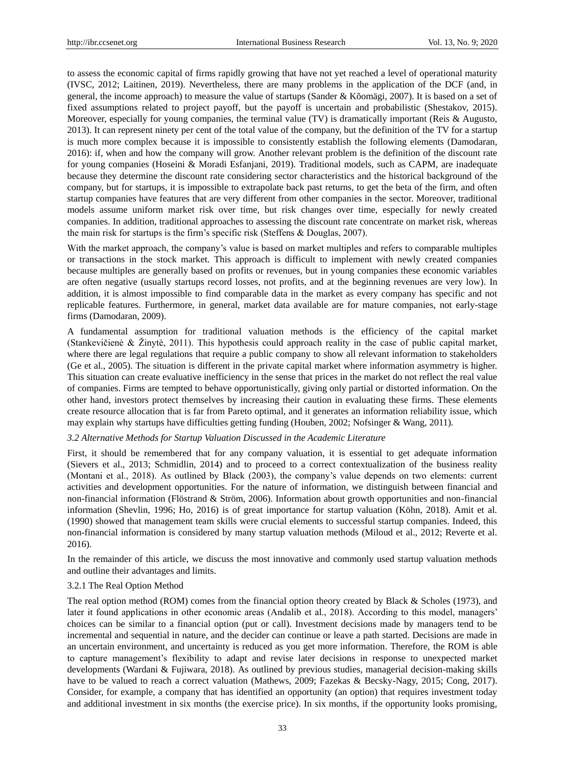to assess the economic capital of firms rapidly growing that have not yet reached a level of operational maturity (IVSC, 2012; Laitinen, 2019). Nevertheless, there are many problems in the application of the DCF (and, in general, the income approach) to measure the value of startups (Sander & Kõomägi, 2007). It is based on a set of fixed assumptions related to project payoff, but the payoff is uncertain and probabilistic (Shestakov, 2015). Moreover, especially for young companies, the terminal value (TV) is dramatically important (Reis & Augusto, 2013). It can represent ninety per cent of the total value of the company, but the definition of the TV for a startup is much more complex because it is impossible to consistently establish the following elements (Damodaran, 2016): if, when and how the company will grow. Another relevant problem is the definition of the discount rate for young companies (Hoseini & Moradi Esfanjani, 2019). Traditional models, such as CAPM, are inadequate because they determine the discount rate considering sector characteristics and the historical background of the company, but for startups, it is impossible to extrapolate back past returns, to get the beta of the firm, and often startup companies have features that are very different from other companies in the sector. Moreover, traditional models assume uniform market risk over time, but risk changes over time, especially for newly created companies. In addition, traditional approaches to assessing the discount rate concentrate on market risk, whereas the main risk for startups is the firm's specific risk (Steffens & Douglas, 2007).

With the market approach, the company's value is based on market multiples and refers to comparable multiples or transactions in the stock market. This approach is difficult to implement with newly created companies because multiples are generally based on profits or revenues, but in young companies these economic variables are often negative (usually startups record losses, not profits, and at the beginning revenues are very low). In addition, it is almost impossible to find comparable data in the market as every company has specific and not replicable features. Furthermore, in general, market data available are for mature companies, not early-stage firms (Damodaran, 2009).

A fundamental assumption for traditional valuation methods is the efficiency of the capital market (Stankevičienė & Žinytė, 2011). This hypothesis could approach reality in the case of public capital market, where there are legal regulations that require a public company to show all relevant information to stakeholders (Ge et al., 2005). The situation is different in the private capital market where information asymmetry is higher. This situation can create evaluative inefficiency in the sense that prices in the market do not reflect the real value of companies. Firms are tempted to behave opportunistically, giving only partial or distorted information. On the other hand, investors protect themselves by increasing their caution in evaluating these firms. These elements create resource allocation that is far from Pareto optimal, and it generates an information reliability issue, which may explain why startups have difficulties getting funding (Houben, 2002; Nofsinger & Wang, 2011).

### *3.2 Alternative Methods for Startup Valuation Discussed in the Academic Literature*

First, it should be remembered that for any company valuation, it is essential to get adequate information (Sievers et al., 2013; Schmidlin, 2014) and to proceed to a correct contextualization of the business reality (Montani et al., 2018). As outlined by Black (2003), the company's value depends on two elements: current activities and development opportunities. For the nature of information, we distinguish between financial and non-financial information (Flöstrand & Ström, 2006). Information about growth opportunities and non-financial information (Shevlin, 1996; Ho, 2016) is of great importance for startup valuation (Köhn, 2018). Amit et al. (1990) showed that management team skills were crucial elements to successful startup companies. Indeed, this non-financial information is considered by many startup valuation methods (Miloud et al., 2012; Reverte et al. 2016).

In the remainder of this article, we discuss the most innovative and commonly used startup valuation methods and outline their advantages and limits.

#### 3.2.1 The Real Option Method

The real option method (ROM) comes from the financial option theory created by Black & Scholes (1973), and later it found applications in other economic areas (Andalib et al., 2018). According to this model, managers' choices can be similar to a financial option (put or call). Investment decisions made by managers tend to be incremental and sequential in nature, and the decider can continue or leave a path started. Decisions are made in an uncertain environment, and uncertainty is reduced as you get more information. Therefore, the ROM is able to capture management's flexibility to adapt and revise later decisions in response to unexpected market developments (Wardani & Fujiwara, 2018). As outlined by previous studies, managerial decision-making skills have to be valued to reach a correct valuation (Mathews, 2009; Fazekas & Becsky-Nagy, 2015; Cong, 2017). Consider, for example, a company that has identified an opportunity (an option) that requires investment today and additional investment in six months (the exercise price). In six months, if the opportunity looks promising,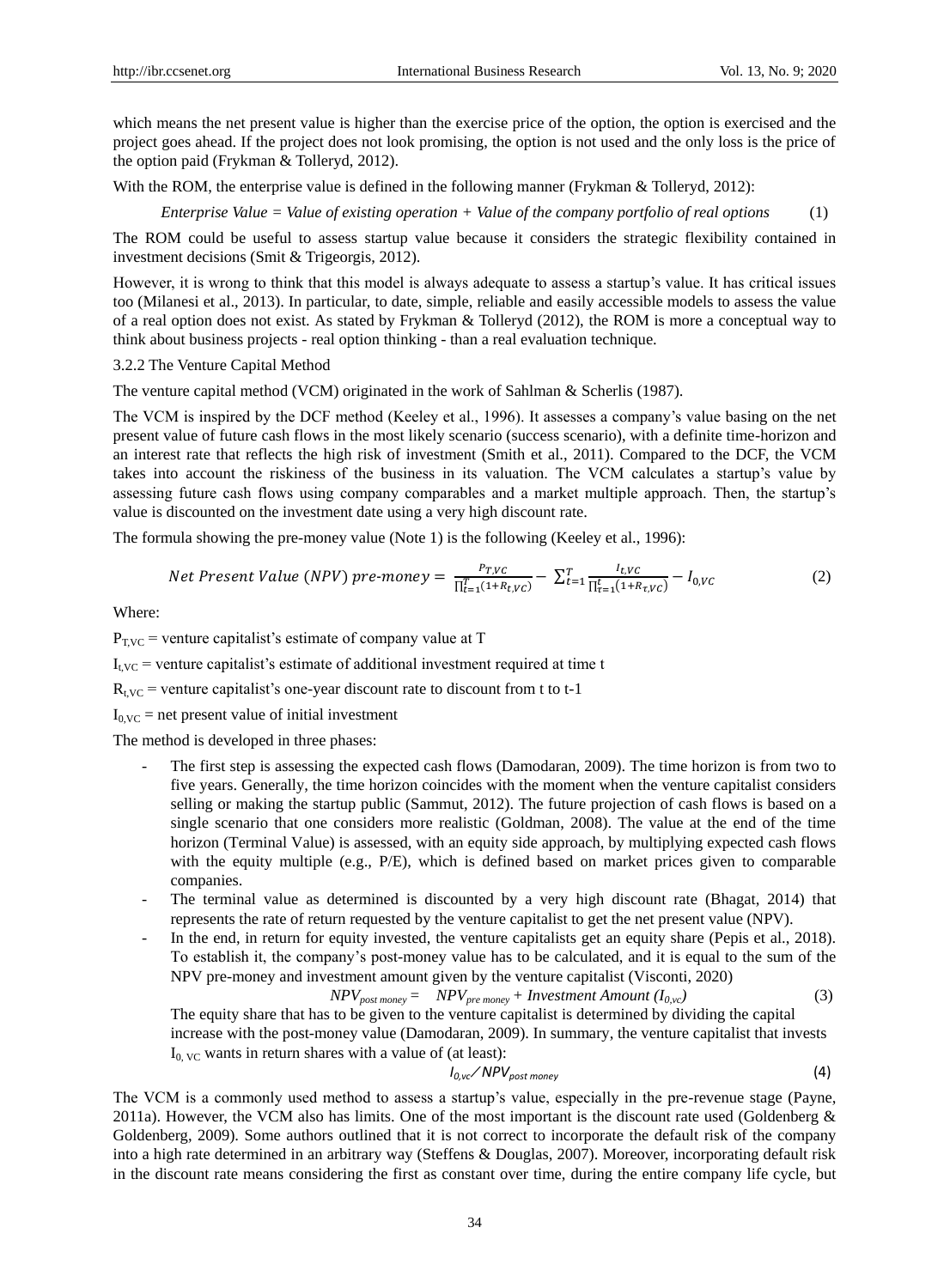which means the net present value is higher than the exercise price of the option, the option is exercised and the project goes ahead. If the project does not look promising, the option is not used and the only loss is the price of the option paid (Frykman & Tolleryd, 2012).

With the ROM, the enterprise value is defined in the following manner (Frykman & Tolleryd, 2012):

$$\textit{Enterprise Value} = \textit{Value of existing operation} + \textit{Value of the company portfolio of real options} \quad (1)$$

The ROM could be useful to assess startup value because it considers the strategic flexibility contained in investment decisions (Smit & Trigeorgis, 2012).

However, it is wrong to think that this model is always adequate to assess a startup's value. It has critical issues too (Milanesi et al., 2013). In particular, to date, simple, reliable and easily accessible models to assess the value of a real option does not exist. As stated by Frykman & Tolleryd (2012), the ROM is more a conceptual way to think about business projects - real option thinking - than a real evaluation technique.

3.2.2 The Venture Capital Method

The venture capital method (VCM) originated in the work of Sahlman & Scherlis (1987).

The VCM is inspired by the DCF method (Keeley et al., 1996). It assesses a company's value basing on the net present value of future cash flows in the most likely scenario (success scenario), with a definite time-horizon and an interest rate that reflects the high risk of investment (Smith et al., 2011). Compared to the DCF, the VCM takes into account the riskiness of the business in its valuation. The VCM calculates a startup's value by assessing future cash flows using company comparables and a market multiple approach. Then, the startup's value is discounted on the investment date using a very high discount rate.

The formula showing the pre-money value (Note 1) is the following (Keeley et al., 1996):

$$Net\ Present\ Value\ (NPV)\ pre\text{-}money = \frac{P_{T,VC}}{\prod_{t=1}^{T}(1+R_{t,VC})} - \sum_{t=1}^{T}\frac{I_{t,VC}}{\prod_{\tau=1}^{t}(1+R_{\tau,VC})} - I_{0,VC} \quad (2)$$

Where:

$P_{T,VC}$ = venture capitalist's estimate of company value at T

$I_{t,VC}$ = venture capitalist's estimate of additional investment required at time t

$R_{t,VC}$ = venture capitalist's one-year discount rate to discount from t to t-1

$I_{0,VC}$ = net present value of initial investment

The method is developed in three phases:

- The first step is assessing the expected cash flows (Damodaran, 2009). The time horizon is from two to five years. Generally, the time horizon coincides with the moment when the venture capitalist considers selling or making the startup public (Sammut, 2012). The future projection of cash flows is based on a single scenario that one considers more realistic (Goldman, 2008). The value at the end of the time horizon (Terminal Value) is assessed, with an equity side approach, by multiplying expected cash flows with the equity multiple (e.g., P/E), which is defined based on market prices given to comparable companies.
- The terminal value as determined is discounted by a very high discount rate (Bhagat, 2014) that represents the rate of return requested by the venture capitalist to get the net present value (NPV).
- In the end, in return for equity invested, the venture capitalists get an equity share (Pepis et al., 2018). To establish it, the company's post-money value has to be calculated, and it is equal to the sum of the NPV pre-money and investment amount given by the venture capitalist (Visconti, 2020)

  $$NPV_{post\ money} = NPV_{pre\ money} + \textit{Investment Amount}\ (I_{0,vc}) \quad (3)$$

  The equity share that has to be given to the venture capitalist is determined by dividing the capital increase with the post-money value (Damodaran, 2009). In summary, the venture capitalist that invests $I_{0,VC}$ wants in return shares with a value of (at least):

  $$I_{0,vc} / NPV_{post\ money} \quad (4)$$

The VCM is a commonly used method to assess a startup's value, especially in the pre-revenue stage (Payne, 2011a). However, the VCM also has limits. One of the most important is the discount rate used (Goldenberg & Goldenberg, 2009). Some authors outlined that it is not correct to incorporate the default risk of the company into a high rate determined in an arbitrary way (Steffens & Douglas, 2007). Moreover, incorporating default risk in the discount rate means considering the first as constant over time, during the entire company life cycle, but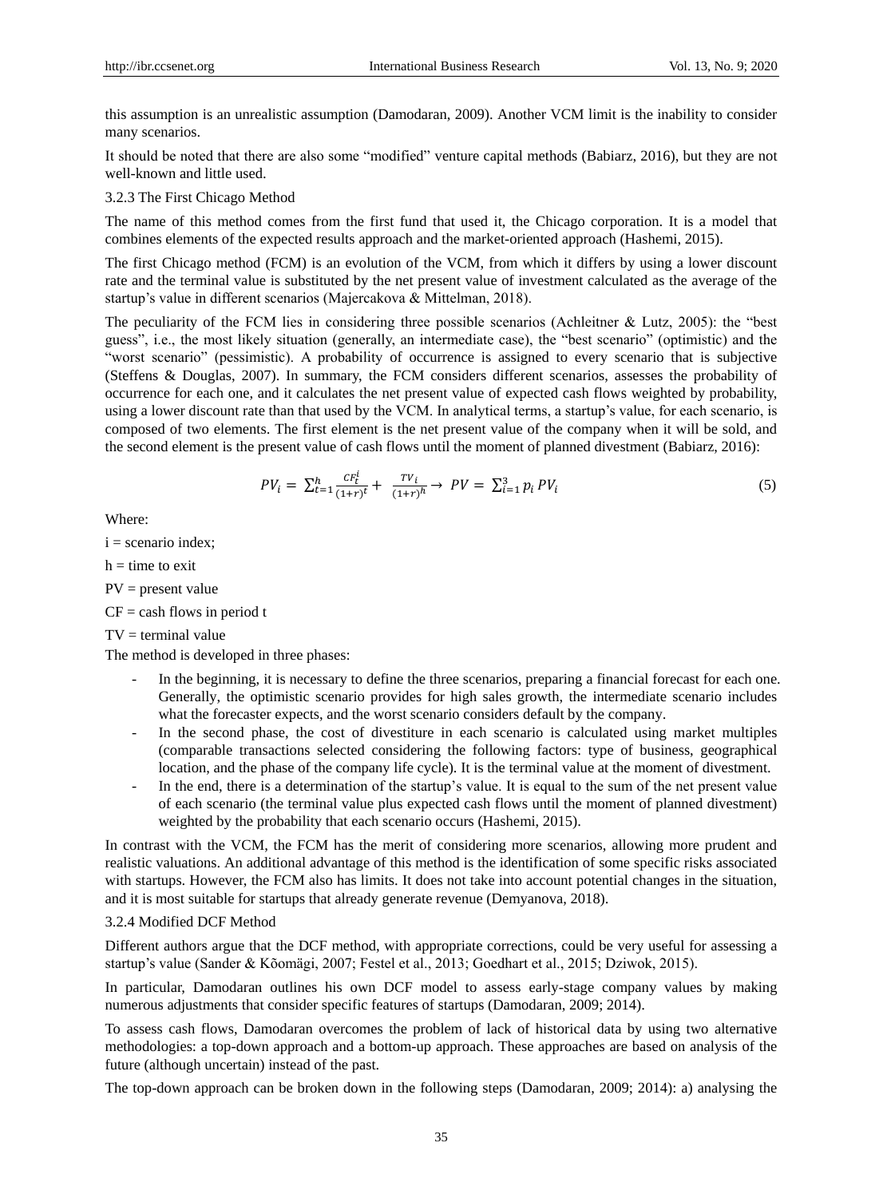this assumption is an unrealistic assumption (Damodaran, 2009). Another VCM limit is the inability to consider many scenarios.

It should be noted that there are also some "modified" venture capital methods (Babiarz, 2016), but they are not well-known and little used.

#### 3.2.3 The First Chicago Method

The name of this method comes from the first fund that used it, the Chicago corporation. It is a model that combines elements of the expected results approach and the market-oriented approach (Hashemi, 2015).

The first Chicago method (FCM) is an evolution of the VCM, from which it differs by using a lower discount rate and the terminal value is substituted by the net present value of investment calculated as the average of the startup's value in different scenarios (Majercakova & Mittelman, 2018).

The peculiarity of the FCM lies in considering three possible scenarios (Achleitner & Lutz, 2005): the "best guess", i.e., the most likely situation (generally, an intermediate case), the "best scenario" (optimistic) and the "worst scenario" (pessimistic). A probability of occurrence is assigned to every scenario that is subjective (Steffens & Douglas, 2007). In summary, the FCM considers different scenarios, assesses the probability of occurrence for each one, and it calculates the net present value of expected cash flows weighted by probability, using a lower discount rate than that used by the VCM. In analytical terms, a startup's value, for each scenario, is composed of two elements. The first element is the net present value of the company when it will be sold, and the second element is the present value of cash flows until the moment of planned divestment (Babiarz, 2016):

$$PV_i = \sum_{t=1}^{h} \frac{CF_t^i}{(1+r)^t} + \frac{TV_i}{(1+r)^h} \rightarrow PV = \sum_{i=1}^{3} p_i PV_i \quad (5)$$

Where:

i = scenario index;

h = time to exit

PV = present value

CF = cash flows in period t

TV = terminal value

The method is developed in three phases:

- In the beginning, it is necessary to define the three scenarios, preparing a financial forecast for each one. Generally, the optimistic scenario provides for high sales growth, the intermediate scenario includes what the forecaster expects, and the worst scenario considers default by the company.
- In the second phase, the cost of divestiture in each scenario is calculated using market multiples (comparable transactions selected considering the following factors: type of business, geographical location, and the phase of the company life cycle). It is the terminal value at the moment of divestment.
- In the end, there is a determination of the startup's value. It is equal to the sum of the net present value of each scenario (the terminal value plus expected cash flows until the moment of planned divestment) weighted by the probability that each scenario occurs (Hashemi, 2015).

In contrast with the VCM, the FCM has the merit of considering more scenarios, allowing more prudent and realistic valuations. An additional advantage of this method is the identification of some specific risks associated with startups. However, the FCM also has limits. It does not take into account potential changes in the situation, and it is most suitable for startups that already generate revenue (Demyanova, 2018).

#### 3.2.4 Modified DCF Method

Different authors argue that the DCF method, with appropriate corrections, could be very useful for assessing a startup's value (Sander & Kõomägi, 2007; Festel et al., 2013; Goedhart et al., 2015; Dziwok, 2015).

In particular, Damodaran outlines his own DCF model to assess early-stage company values by making numerous adjustments that consider specific features of startups (Damodaran, 2009; 2014).

To assess cash flows, Damodaran overcomes the problem of lack of historical data by using two alternative methodologies: a top-down approach and a bottom-up approach. These approaches are based on analysis of the future (although uncertain) instead of the past.

The top-down approach can be broken down in the following steps (Damodaran, 2009; 2014): a) analysing the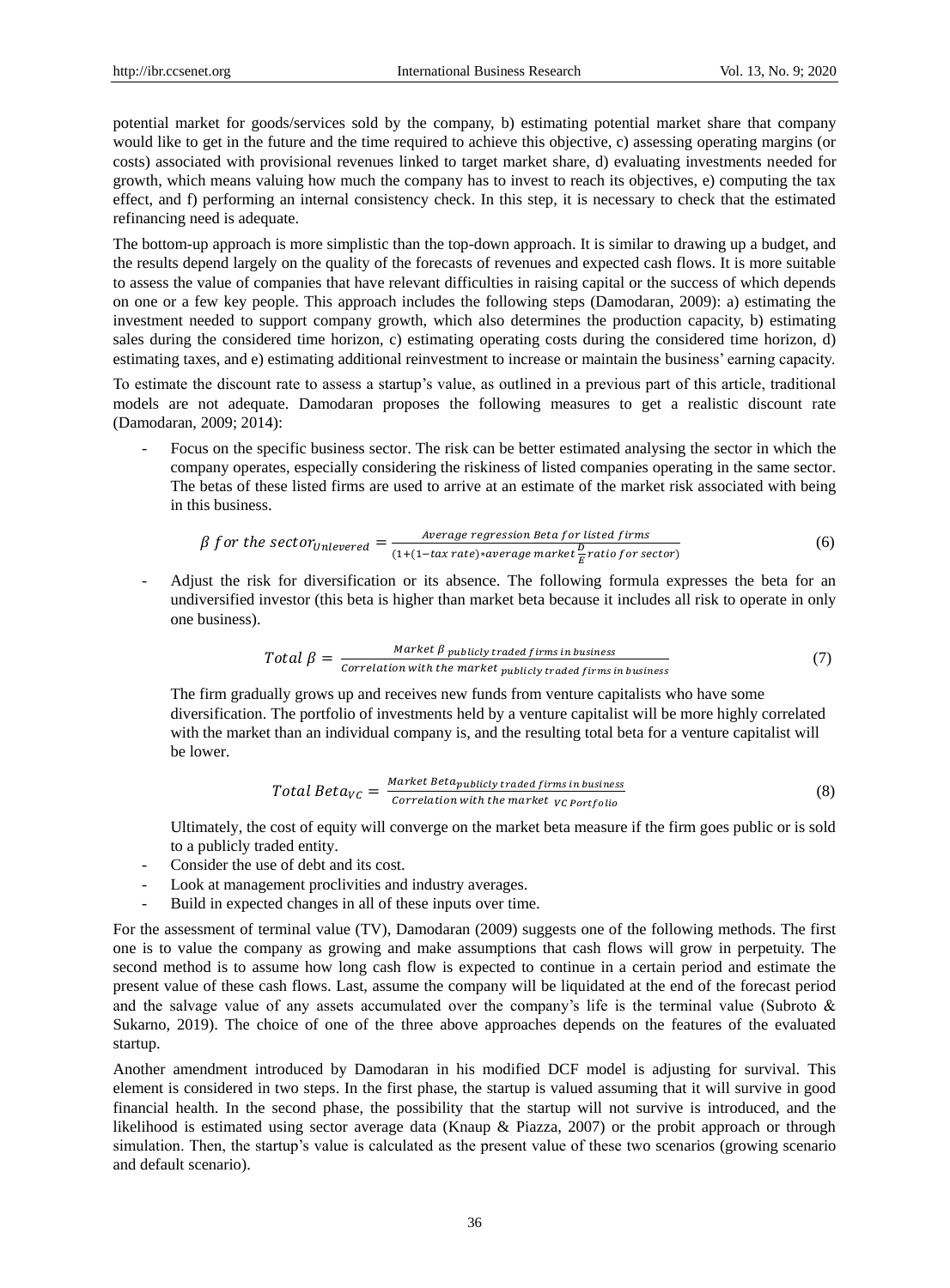potential market for goods/services sold by the company, b) estimating potential market share that company would like to get in the future and the time required to achieve this objective, c) assessing operating margins (or costs) associated with provisional revenues linked to target market share, d) evaluating investments needed for growth, which means valuing how much the company has to invest to reach its objectives, e) computing the tax effect, and f) performing an internal consistency check. In this step, it is necessary to check that the estimated refinancing need is adequate.

The bottom-up approach is more simplistic than the top-down approach. It is similar to drawing up a budget, and the results depend largely on the quality of the forecasts of revenues and expected cash flows. It is more suitable to assess the value of companies that have relevant difficulties in raising capital or the success of which depends on one or a few key people. This approach includes the following steps (Damodaran, 2009): a) estimating the investment needed to support company growth, which also determines the production capacity, b) estimating sales during the considered time horizon, c) estimating operating costs during the considered time horizon, d) estimating taxes, and e) estimating additional reinvestment to increase or maintain the business' earning capacity.

To estimate the discount rate to assess a startup's value, as outlined in a previous part of this article, traditional models are not adequate. Damodaran proposes the following measures to get a realistic discount rate (Damodaran, 2009; 2014):

- Focus on the specific business sector. The risk can be better estimated analysing the sector in which the company operates, especially considering the riskiness of listed companies operating in the same sector. The betas of these listed firms are used to arrive at an estimate of the market risk associated with being in this business.

$$\beta \text{ for the sector}_{Unlevered} = \frac{\text{Average regression Beta for listed firms}}{(1+(1-\text{tax rate})*\text{average market } \frac{D}{E} \text{ ratio for sector})} \tag{6}$$

- Adjust the risk for diversification or its absence. The following formula expresses the beta for an undiversified investor (this beta is higher than market beta because it includes all risk to operate in only one business).

$$\text{Total } \beta = \frac{\text{Market } \beta_{\text{publicly traded firms in business}}}{\text{Correlation with the market}_{\text{publicly traded firms in business}}} \tag{7}$$

  The firm gradually grows up and receives new funds from venture capitalists who have some diversification. The portfolio of investments held by a venture capitalist will be more highly correlated with the market than an individual company is, and the resulting total beta for a venture capitalist will be lower.

$$\text{Total Beta}_{VC} = \frac{\text{Market Beta}_{\text{publicly traded firms in business}}}{\text{Correlation with the market}_{\text{VC Portfolio}}} \tag{8}$$

  Ultimately, the cost of equity will converge on the market beta measure if the firm goes public or is sold to a publicly traded entity.

- Consider the use of debt and its cost.
- Look at management proclivities and industry averages.
- Build in expected changes in all of these inputs over time.

For the assessment of terminal value (TV), Damodaran (2009) suggests one of the following methods. The first one is to value the company as growing and make assumptions that cash flows will grow in perpetuity. The second method is to assume how long cash flow is expected to continue in a certain period and estimate the present value of these cash flows. Last, assume the company will be liquidated at the end of the forecast period and the salvage value of any assets accumulated over the company's life is the terminal value (Subroto & Sukarno, 2019). The choice of one of the three above approaches depends on the features of the evaluated startup.

Another amendment introduced by Damodaran in his modified DCF model is adjusting for survival. This element is considered in two steps. In the first phase, the startup is valued assuming that it will survive in good financial health. In the second phase, the possibility that the startup will not survive is introduced, and the likelihood is estimated using sector average data (Knaup & Piazza, 2007) or the probit approach or through simulation. Then, the startup's value is calculated as the present value of these two scenarios (growing scenario and default scenario).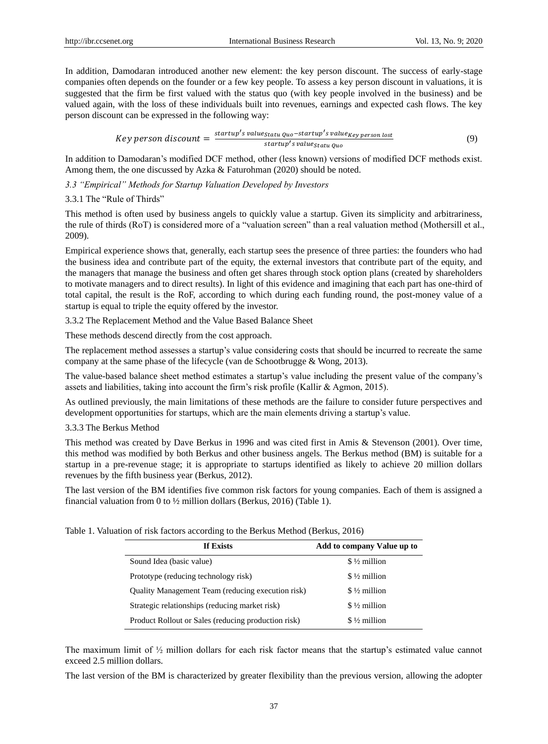In addition, Damodaran introduced another new element: the key person discount. The success of early-stage companies often depends on the founder or a few key people. To assess a key person discount in valuations, it is suggested that the firm be first valued with the status quo (with key people involved in the business) and be valued again, with the loss of these individuals built into revenues, earnings and expected cash flows. The key person discount can be expressed in the following way:

$$Key\ person\ discount = \frac{startup's\ value_{Statu\ Quo} - startup's\ value_{Key\ person\ lost}}{startup's\ value_{Statu\ Quo}} \tag{9}$$

In addition to Damodaran's modified DCF method, other (less known) versions of modified DCF methods exist. Among them, the one discussed by Azka & Faturohman (2020) should be noted.

### *3.3 "Empirical" Methods for Startup Valuation Developed by Investors*

#### 3.3.1 The "Rule of Thirds"

This method is often used by business angels to quickly value a startup. Given its simplicity and arbitrariness, the rule of thirds (RoT) is considered more of a "valuation screen" than a real valuation method (Mothersill et al., 2009).

Empirical experience shows that, generally, each startup sees the presence of three parties: the founders who had the business idea and contribute part of the equity, the external investors that contribute part of the equity, and the managers that manage the business and often get shares through stock option plans (created by shareholders to motivate managers and to direct results). In light of this evidence and imagining that each part has one-third of total capital, the result is the RoF, according to which during each funding round, the post-money value of a startup is equal to triple the equity offered by the investor.

#### 3.3.2 The Replacement Method and the Value Based Balance Sheet

These methods descend directly from the cost approach.

The replacement method assesses a startup's value considering costs that should be incurred to recreate the same company at the same phase of the lifecycle (van de Schootbrugge & Wong, 2013).

The value-based balance sheet method estimates a startup's value including the present value of the company's assets and liabilities, taking into account the firm's risk profile (Kallir & Agmon, 2015).

As outlined previously, the main limitations of these methods are the failure to consider future perspectives and development opportunities for startups, which are the main elements driving a startup's value.

#### 3.3.3 The Berkus Method

This method was created by Dave Berkus in 1996 and was cited first in Amis & Stevenson (2001). Over time, this method was modified by both Berkus and other business angels. The Berkus method (BM) is suitable for a startup in a pre-revenue stage; it is appropriate to startups identified as likely to achieve 20 million dollars revenues by the fifth business year (Berkus, 2012).

The last version of the BM identifies five common risk factors for young companies. Each of them is assigned a financial valuation from 0 to ½ million dollars (Berkus, 2016) (Table 1).

Table 1. Valuation of risk factors according to the Berkus Method (Berkus, 2016)

| If Exists | Add to company Value up to |
|---|---|
| Sound Idea (basic value) | $ ½ million |
| Prototype (reducing technology risk) | $ ½ million |
| Quality Management Team (reducing execution risk) | $ ½ million |
| Strategic relationships (reducing market risk) | $ ½ million |
| Product Rollout or Sales (reducing production risk) | $ ½ million |

The maximum limit of ½ million dollars for each risk factor means that the startup's estimated value cannot exceed 2.5 million dollars.

The last version of the BM is characterized by greater flexibility than the previous version, allowing the adopter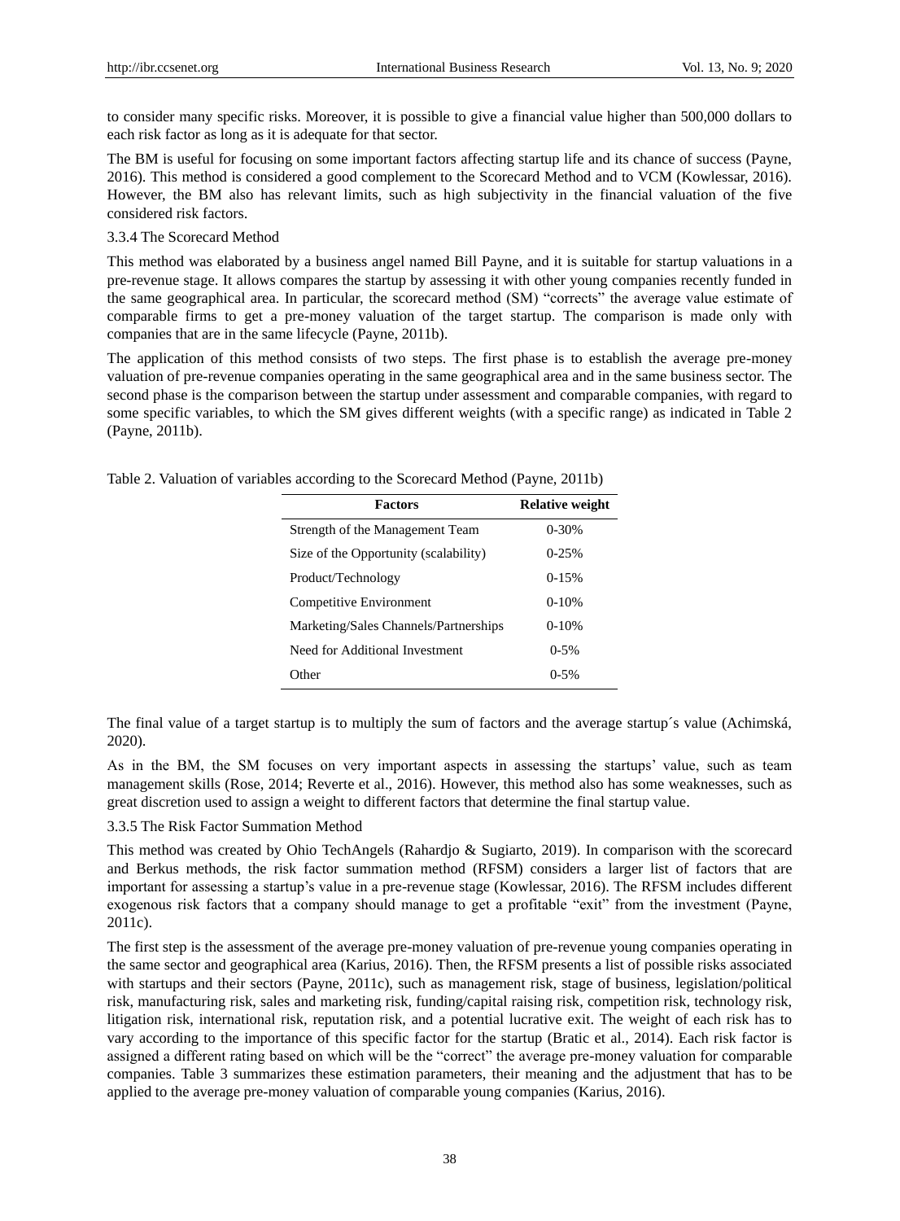to consider many specific risks. Moreover, it is possible to give a financial value higher than 500,000 dollars to each risk factor as long as it is adequate for that sector.

The BM is useful for focusing on some important factors affecting startup life and its chance of success (Payne, 2016). This method is considered a good complement to the Scorecard Method and to VCM (Kowlessar, 2016). However, the BM also has relevant limits, such as high subjectivity in the financial valuation of the five considered risk factors.

### 3.3.4 The Scorecard Method

This method was elaborated by a business angel named Bill Payne, and it is suitable for startup valuations in a pre-revenue stage. It allows compares the startup by assessing it with other young companies recently funded in the same geographical area. In particular, the scorecard method (SM) "corrects" the average value estimate of comparable firms to get a pre-money valuation of the target startup. The comparison is made only with companies that are in the same lifecycle (Payne, 2011b).

The application of this method consists of two steps. The first phase is to establish the average pre-money valuation of pre-revenue companies operating in the same geographical area and in the same business sector. The second phase is the comparison between the startup under assessment and comparable companies, with regard to some specific variables, to which the SM gives different weights (with a specific range) as indicated in Table 2 (Payne, 2011b).

Table 2. Valuation of variables according to the Scorecard Method (Payne, 2011b)

| Factors | Relative weight |
|---|---|
| Strength of the Management Team | 0-30% |
| Size of the Opportunity (scalability) | 0-25% |
| Product/Technology | 0-15% |
| Competitive Environment | 0-10% |
| Marketing/Sales Channels/Partnerships | 0-10% |
| Need for Additional Investment | 0-5% |
| Other | 0-5% |

The final value of a target startup is to multiply the sum of factors and the average startup´s value (Achimská, 2020).

As in the BM, the SM focuses on very important aspects in assessing the startups' value, such as team management skills (Rose, 2014; Reverte et al., 2016). However, this method also has some weaknesses, such as great discretion used to assign a weight to different factors that determine the final startup value.

### 3.3.5 The Risk Factor Summation Method

This method was created by Ohio TechAngels (Rahardjo & Sugiarto, 2019). In comparison with the scorecard and Berkus methods, the risk factor summation method (RFSM) considers a larger list of factors that are important for assessing a startup's value in a pre-revenue stage (Kowlessar, 2016). The RFSM includes different exogenous risk factors that a company should manage to get a profitable "exit" from the investment (Payne, 2011c).

The first step is the assessment of the average pre-money valuation of pre-revenue young companies operating in the same sector and geographical area (Karius, 2016). Then, the RFSM presents a list of possible risks associated with startups and their sectors (Payne, 2011c), such as management risk, stage of business, legislation/political risk, manufacturing risk, sales and marketing risk, funding/capital raising risk, competition risk, technology risk, litigation risk, international risk, reputation risk, and a potential lucrative exit. The weight of each risk has to vary according to the importance of this specific factor for the startup (Bratic et al., 2014). Each risk factor is assigned a different rating based on which will be the "correct" the average pre-money valuation for comparable companies. Table 3 summarizes these estimation parameters, their meaning and the adjustment that has to be applied to the average pre-money valuation of comparable young companies (Karius, 2016).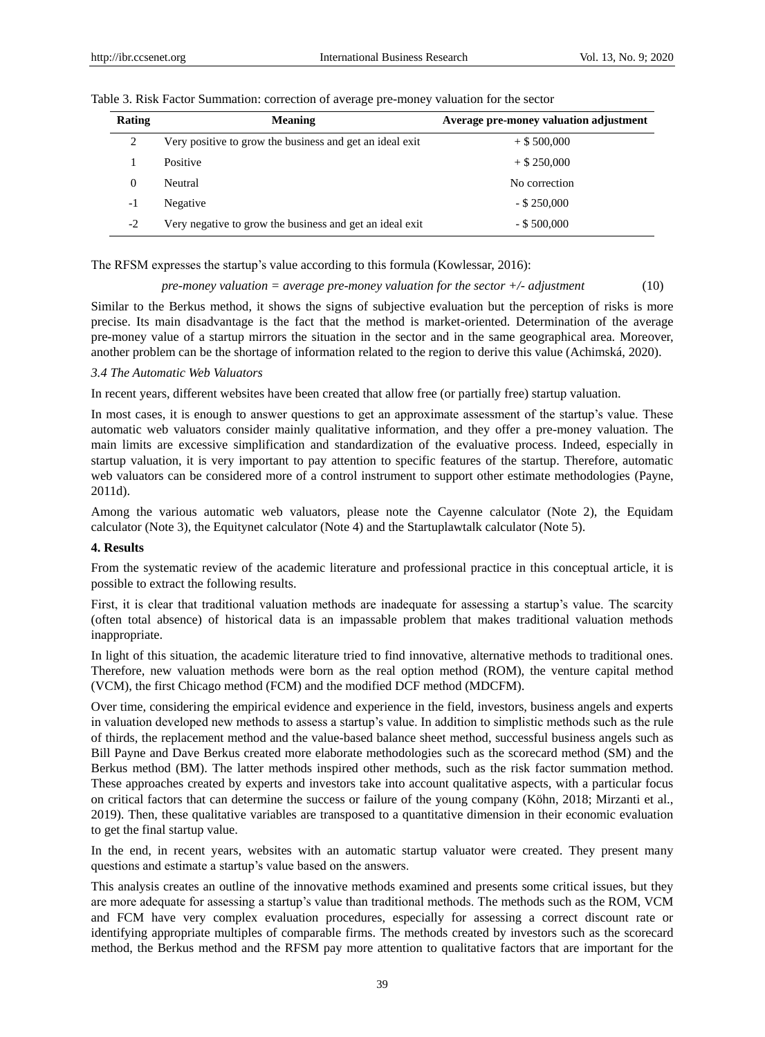Table 3. Risk Factor Summation: correction of average pre-money valuation for the sector

| Rating | Meaning | Average pre-money valuation adjustment |
|---|---|---|
| 2 | Very positive to grow the business and get an ideal exit | + $ 500,000 |
| 1 | Positive | + $ 250,000 |
| 0 | Neutral | No correction |
| -1 | Negative | - $ 250,000 |
| -2 | Very negative to grow the business and get an ideal exit | - $ 500,000 |

The RFSM expresses the startup's value according to this formula (Kowlessar, 2016):

$$\textit{pre-money valuation} = \textit{average pre-money valuation for the sector} +/- \textit{adjustment} \qquad (10)$$

Similar to the Berkus method, it shows the signs of subjective evaluation but the perception of risks is more precise. Its main disadvantage is the fact that the method is market-oriented. Determination of the average pre-money value of a startup mirrors the situation in the sector and in the same geographical area. Moreover, another problem can be the shortage of information related to the region to derive this value (Achimská, 2020).

### *3.4 The Automatic Web Valuators*

In recent years, different websites have been created that allow free (or partially free) startup valuation.

In most cases, it is enough to answer questions to get an approximate assessment of the startup's value. These automatic web valuators consider mainly qualitative information, and they offer a pre-money valuation. The main limits are excessive simplification and standardization of the evaluative process. Indeed, especially in startup valuation, it is very important to pay attention to specific features of the startup. Therefore, automatic web valuators can be considered more of a control instrument to support other estimate methodologies (Payne, 2011d).

Among the various automatic web valuators, please note the Cayenne calculator (Note 2), the Equidam calculator (Note 3), the Equitynet calculator (Note 4) and the Startuplawtalk calculator (Note 5).

## 4. Results

From the systematic review of the academic literature and professional practice in this conceptual article, it is possible to extract the following results.

First, it is clear that traditional valuation methods are inadequate for assessing a startup's value. The scarcity (often total absence) of historical data is an impassable problem that makes traditional valuation methods inappropriate.

In light of this situation, the academic literature tried to find innovative, alternative methods to traditional ones. Therefore, new valuation methods were born as the real option method (ROM), the venture capital method (VCM), the first Chicago method (FCM) and the modified DCF method (MDCFM).

Over time, considering the empirical evidence and experience in the field, investors, business angels and experts in valuation developed new methods to assess a startup's value. In addition to simplistic methods such as the rule of thirds, the replacement method and the value-based balance sheet method, successful business angels such as Bill Payne and Dave Berkus created more elaborate methodologies such as the scorecard method (SM) and the Berkus method (BM). The latter methods inspired other methods, such as the risk factor summation method. These approaches created by experts and investors take into account qualitative aspects, with a particular focus on critical factors that can determine the success or failure of the young company (Köhn, 2018; Mirzanti et al., 2019). Then, these qualitative variables are transposed to a quantitative dimension in their economic evaluation to get the final startup value.

In the end, in recent years, websites with an automatic startup valuator were created. They present many questions and estimate a startup's value based on the answers.

This analysis creates an outline of the innovative methods examined and presents some critical issues, but they are more adequate for assessing a startup's value than traditional methods. The methods such as the ROM, VCM and FCM have very complex evaluation procedures, especially for assessing a correct discount rate or identifying appropriate multiples of comparable firms. The methods created by investors such as the scorecard method, the Berkus method and the RFSM pay more attention to qualitative factors that are important for the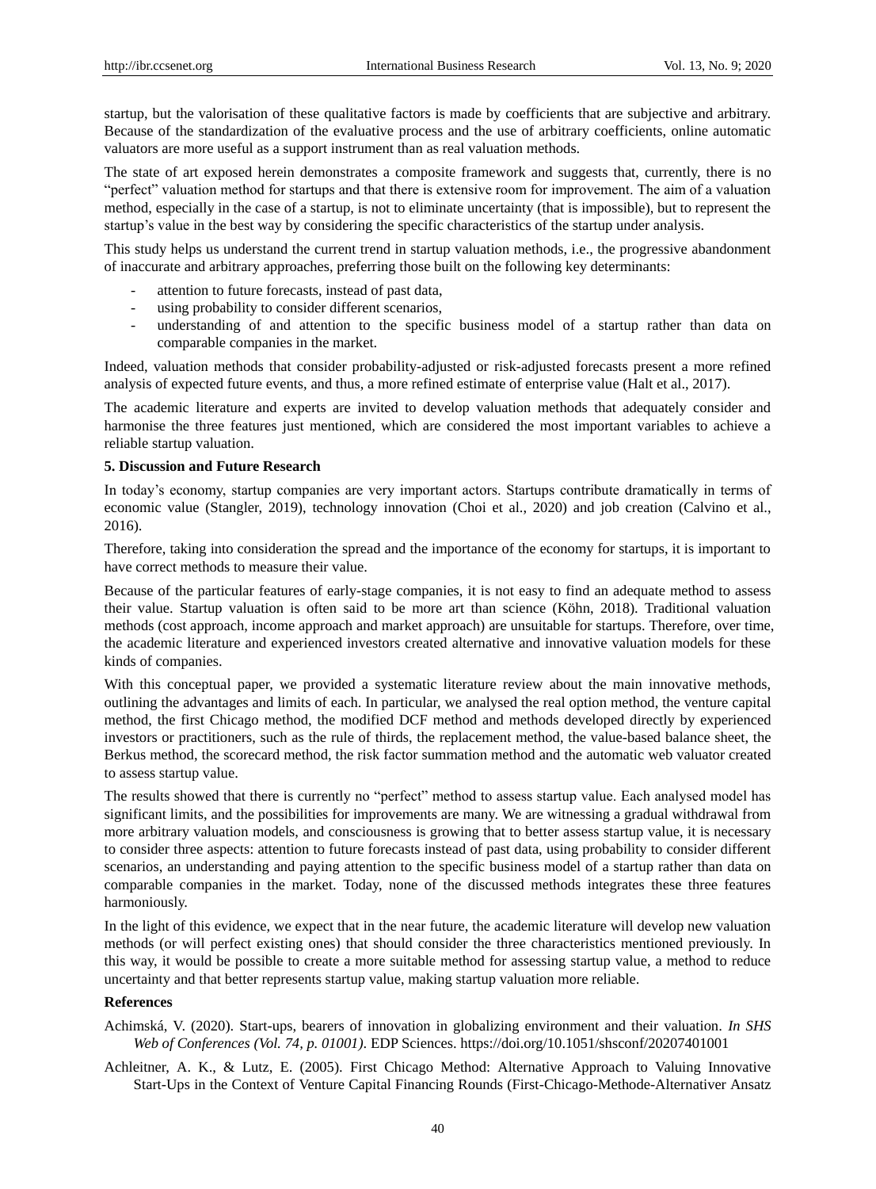startup, but the valorisation of these qualitative factors is made by coefficients that are subjective and arbitrary. Because of the standardization of the evaluative process and the use of arbitrary coefficients, online automatic valuators are more useful as a support instrument than as real valuation methods.

The state of art exposed herein demonstrates a composite framework and suggests that, currently, there is no "perfect" valuation method for startups and that there is extensive room for improvement. The aim of a valuation method, especially in the case of a startup, is not to eliminate uncertainty (that is impossible), but to represent the startup's value in the best way by considering the specific characteristics of the startup under analysis.

This study helps us understand the current trend in startup valuation methods, i.e., the progressive abandonment of inaccurate and arbitrary approaches, preferring those built on the following key determinants:

- attention to future forecasts, instead of past data,
- using probability to consider different scenarios,
- understanding of and attention to the specific business model of a startup rather than data on comparable companies in the market.

Indeed, valuation methods that consider probability-adjusted or risk-adjusted forecasts present a more refined analysis of expected future events, and thus, a more refined estimate of enterprise value (Halt et al., 2017).

The academic literature and experts are invited to develop valuation methods that adequately consider and harmonise the three features just mentioned, which are considered the most important variables to achieve a reliable startup valuation.

## 5. Discussion and Future Research

In today's economy, startup companies are very important actors. Startups contribute dramatically in terms of economic value (Stangler, 2019), technology innovation (Choi et al., 2020) and job creation (Calvino et al., 2016).

Therefore, taking into consideration the spread and the importance of the economy for startups, it is important to have correct methods to measure their value.

Because of the particular features of early-stage companies, it is not easy to find an adequate method to assess their value. Startup valuation is often said to be more art than science (Köhn, 2018). Traditional valuation methods (cost approach, income approach and market approach) are unsuitable for startups. Therefore, over time, the academic literature and experienced investors created alternative and innovative valuation models for these kinds of companies.

With this conceptual paper, we provided a systematic literature review about the main innovative methods, outlining the advantages and limits of each. In particular, we analysed the real option method, the venture capital method, the first Chicago method, the modified DCF method and methods developed directly by experienced investors or practitioners, such as the rule of thirds, the replacement method, the value-based balance sheet, the Berkus method, the scorecard method, the risk factor summation method and the automatic web valuator created to assess startup value.

The results showed that there is currently no "perfect" method to assess startup value. Each analysed model has significant limits, and the possibilities for improvements are many. We are witnessing a gradual withdrawal from more arbitrary valuation models, and consciousness is growing that to better assess startup value, it is necessary to consider three aspects: attention to future forecasts instead of past data, using probability to consider different scenarios, an understanding and paying attention to the specific business model of a startup rather than data on comparable companies in the market. Today, none of the discussed methods integrates these three features harmoniously.

In the light of this evidence, we expect that in the near future, the academic literature will develop new valuation methods (or will perfect existing ones) that should consider the three characteristics mentioned previously. In this way, it would be possible to create a more suitable method for assessing startup value, a method to reduce uncertainty and that better represents startup value, making startup valuation more reliable.

## References

Achimská, V. (2020). Start-ups, bearers of innovation in globalizing environment and their valuation. *In SHS Web of Conferences (Vol. 74, p. 01001)*. EDP Sciences. https://doi.org/10.1051/shsconf/20207401001

Achleitner, A. K., & Lutz, E. (2005). First Chicago Method: Alternative Approach to Valuing Innovative Start-Ups in the Context of Venture Capital Financing Rounds (First-Chicago-Methode-Alternativer Ansatz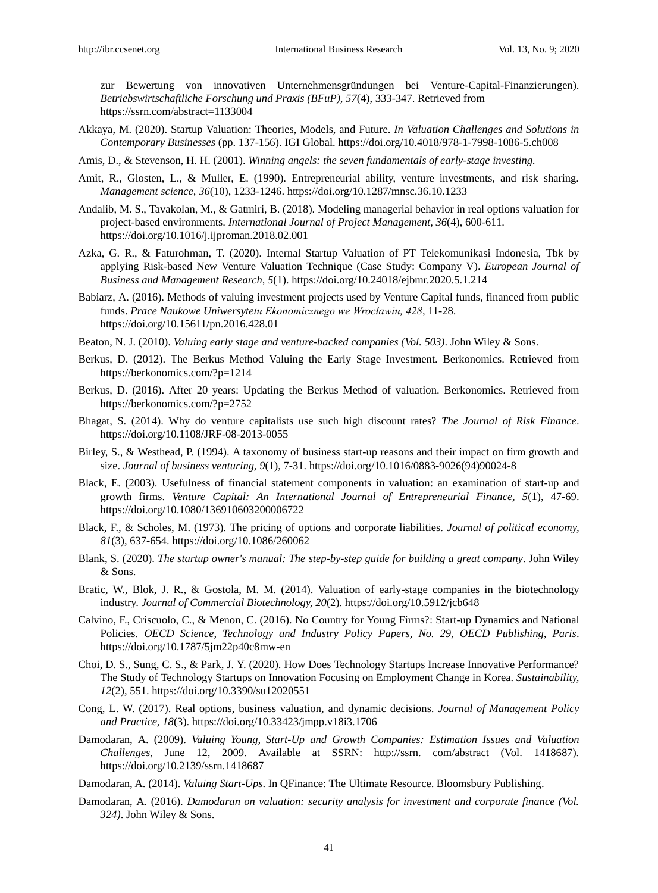zur Bewertung von innovativen Unternehmensgründungen bei Venture-Capital-Finanzierungen). *Betriebswirtschaftliche Forschung und Praxis (BFuP), 57*(4), 333-347. Retrieved from https://ssrn.com/abstract=1133004

Akkaya, M. (2020). Startup Valuation: Theories, Models, and Future. *In Valuation Challenges and Solutions in Contemporary Businesses* (pp. 137-156). IGI Global. https://doi.org/10.4018/978-1-7998-1086-5.ch008

Amis, D., & Stevenson, H. H. (2001). *Winning angels: the seven fundamentals of early-stage investing.*

Amit, R., Glosten, L., & Muller, E. (1990). Entrepreneurial ability, venture investments, and risk sharing. *Management science, 36*(10), 1233-1246. https://doi.org/10.1287/mnsc.36.10.1233

Andalib, M. S., Tavakolan, M., & Gatmiri, B. (2018). Modeling managerial behavior in real options valuation for project-based environments. *International Journal of Project Management, 36*(4), 600-611. https://doi.org/10.1016/j.ijproman.2018.02.001

Azka, G. R., & Faturohman, T. (2020). Internal Startup Valuation of PT Telekomunikasi Indonesia, Tbk by applying Risk-based New Venture Valuation Technique (Case Study: Company V). *European Journal of Business and Management Research, 5*(1). https://doi.org/10.24018/ejbmr.2020.5.1.214

Babiarz, A. (2016). Methods of valuing investment projects used by Venture Capital funds, financed from public funds. *Prace Naukowe Uniwersytetu Ekonomicznego we Wrocławiu, 428*, 11-28. https://doi.org/10.15611/pn.2016.428.01

Beaton, N. J. (2010). *Valuing early stage and venture-backed companies (Vol. 503)*. John Wiley & Sons.

Berkus, D. (2012). The Berkus Method–Valuing the Early Stage Investment. Berkonomics. Retrieved from https://berkonomics.com/?p=1214

Berkus, D. (2016). After 20 years: Updating the Berkus Method of valuation. Berkonomics. Retrieved from https://berkonomics.com/?p=2752

Bhagat, S. (2014). Why do venture capitalists use such high discount rates? *The Journal of Risk Finance*. https://doi.org/10.1108/JRF-08-2013-0055

Birley, S., & Westhead, P. (1994). A taxonomy of business start-up reasons and their impact on firm growth and size. *Journal of business venturing, 9*(1), 7-31. https://doi.org/10.1016/0883-9026(94)90024-8

Black, E. (2003). Usefulness of financial statement components in valuation: an examination of start-up and growth firms. *Venture Capital: An International Journal of Entrepreneurial Finance, 5*(1), 47-69. https://doi.org/10.1080/136910603200006722

Black, F., & Scholes, M. (1973). The pricing of options and corporate liabilities. *Journal of political economy, 81*(3), 637-654. https://doi.org/10.1086/260062

Blank, S. (2020). *The startup owner's manual: The step-by-step guide for building a great company*. John Wiley & Sons.

Bratic, W., Blok, J. R., & Gostola, M. M. (2014). Valuation of early-stage companies in the biotechnology industry. *Journal of Commercial Biotechnology, 20*(2). https://doi.org/10.5912/jcb648

Calvino, F., Criscuolo, C., & Menon, C. (2016). No Country for Young Firms?: Start-up Dynamics and National Policies. *OECD Science, Technology and Industry Policy Papers, No. 29, OECD Publishing, Paris*. https://doi.org/10.1787/5jm22p40c8mw-en

Choi, D. S., Sung, C. S., & Park, J. Y. (2020). How Does Technology Startups Increase Innovative Performance? The Study of Technology Startups on Innovation Focusing on Employment Change in Korea. *Sustainability, 12*(2), 551. https://doi.org/10.3390/su12020551

Cong, L. W. (2017). Real options, business valuation, and dynamic decisions. *Journal of Management Policy and Practice, 18*(3). https://doi.org/10.33423/jmpp.v18i3.1706

Damodaran, A. (2009). *Valuing Young, Start-Up and Growth Companies: Estimation Issues and Valuation Challenges*, June 12, 2009. Available at SSRN: http://ssrn. com/abstract (Vol. 1418687). https://doi.org/10.2139/ssrn.1418687

Damodaran, A. (2014). *Valuing Start-Ups*. In QFinance: The Ultimate Resource. Bloomsbury Publishing.

Damodaran, A. (2016). *Damodaran on valuation: security analysis for investment and corporate finance (Vol. 324)*. John Wiley & Sons.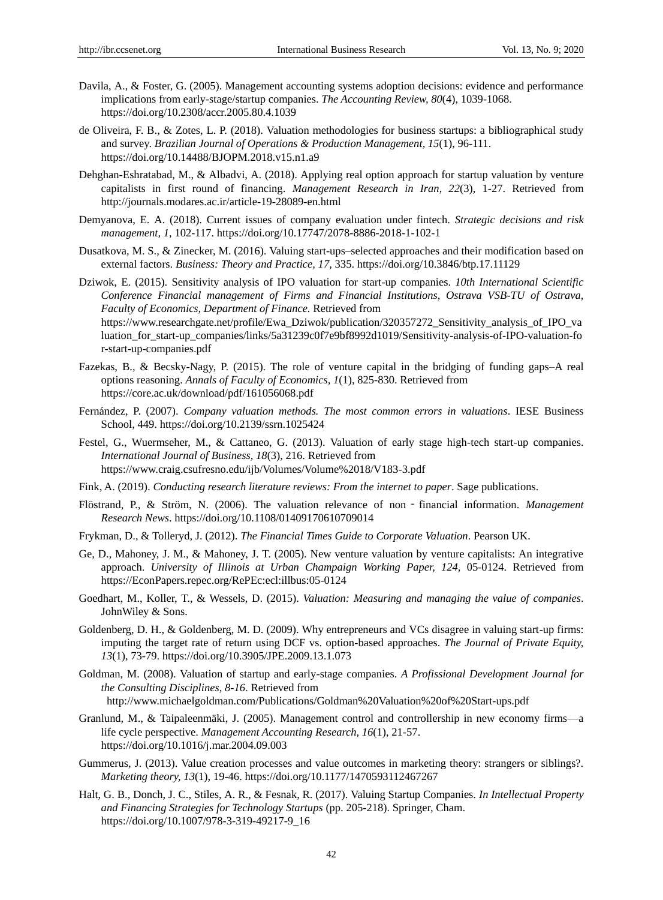Davila, A., & Foster, G. (2005). Management accounting systems adoption decisions: evidence and performance implications from early-stage/startup companies. *The Accounting Review, 80*(4), 1039-1068. https://doi.org/10.2308/accr.2005.80.4.1039

de Oliveira, F. B., & Zotes, L. P. (2018). Valuation methodologies for business startups: a bibliographical study and survey. *Brazilian Journal of Operations & Production Management, 15*(1), 96-111. https://doi.org/10.14488/BJOPM.2018.v15.n1.a9

Dehghan-Eshratabad, M., & Albadvi, A. (2018). Applying real option approach for startup valuation by venture capitalists in first round of financing. *Management Research in Iran, 22*(3), 1-27. Retrieved from http://journals.modares.ac.ir/article-19-28089-en.html

Demyanova, E. A. (2018). Current issues of company evaluation under fintech. *Strategic decisions and risk management, 1,* 102-117. https://doi.org/10.17747/2078-8886-2018-1-102-1

Dusatkova, M. S., & Zinecker, M. (2016). Valuing start-ups–selected approaches and their modification based on external factors. *Business: Theory and Practice, 17,* 335. https://doi.org/10.3846/btp.17.11129

Dziwok, E. (2015). Sensitivity analysis of IPO valuation for start-up companies. *10th International Scientific Conference Financial management of Firms and Financial Institutions, Ostrava VSB-TU of Ostrava, Faculty of Economics, Department of Finance.* Retrieved from https://www.researchgate.net/profile/Ewa_Dziwok/publication/320357272_Sensitivity_analysis_of_IPO_valuation_for_start-up_companies/links/5a31239c0f7e9bf8992d1019/Sensitivity-analysis-of-IPO-valuation-for-start-up-companies.pdf

Fazekas, B., & Becsky-Nagy, P. (2015). The role of venture capital in the bridging of funding gaps–A real options reasoning. *Annals of Faculty of Economics, 1*(1), 825-830. Retrieved from https://core.ac.uk/download/pdf/161056068.pdf

Fernández, P. (2007). *Company valuation methods. The most common errors in valuations*. IESE Business School, 449. https://doi.org/10.2139/ssrn.1025424

Festel, G., Wuermseher, M., & Cattaneo, G. (2013). Valuation of early stage high-tech start-up companies. *International Journal of Business, 18*(3), 216. Retrieved from https://www.craig.csufresno.edu/ijb/Volumes/Volume%2018/V183-3.pdf

Fink, A. (2019). *Conducting research literature reviews: From the internet to paper*. Sage publications.

Flöstrand, P., & Ström, N. (2006). The valuation relevance of non‐financial information. *Management Research News*. https://doi.org/10.1108/01409170610709014

Frykman, D., & Tolleryd, J. (2012). *The Financial Times Guide to Corporate Valuation*. Pearson UK.

Ge, D., Mahoney, J. M., & Mahoney, J. T. (2005). New venture valuation by venture capitalists: An integrative approach. *University of Illinois at Urban Champaign Working Paper, 124,* 05-0124. Retrieved from https://EconPapers.repec.org/RePEc:ecl:illbus:05-0124

Goedhart, M., Koller, T., & Wessels, D. (2015). *Valuation: Measuring and managing the value of companies*. JohnWiley & Sons.

Goldenberg, D. H., & Goldenberg, M. D. (2009). Why entrepreneurs and VCs disagree in valuing start-up firms: imputing the target rate of return using DCF vs. option-based approaches. *The Journal of Private Equity, 13*(1), 73-79. https://doi.org/10.3905/JPE.2009.13.1.073

Goldman, M. (2008). Valuation of startup and early-stage companies. *A Profissional Development Journal for the Consulting Disciplines, 8-16*. Retrieved from http://www.michaelgoldman.com/Publications/Goldman%20Valuation%20of%20Start-ups.pdf

Granlund, M., & Taipaleenmäki, J. (2005). Management control and controllership in new economy firms—a life cycle perspective. *Management Accounting Research, 16*(1), 21-57. https://doi.org/10.1016/j.mar.2004.09.003

Gummerus, J. (2013). Value creation processes and value outcomes in marketing theory: strangers or siblings?. *Marketing theory, 13*(1), 19-46. https://doi.org/10.1177/1470593112467267

Halt, G. B., Donch, J. C., Stiles, A. R., & Fesnak, R. (2017). Valuing Startup Companies. *In Intellectual Property and Financing Strategies for Technology Startups* (pp. 205-218). Springer, Cham. https://doi.org/10.1007/978-3-319-49217-9_16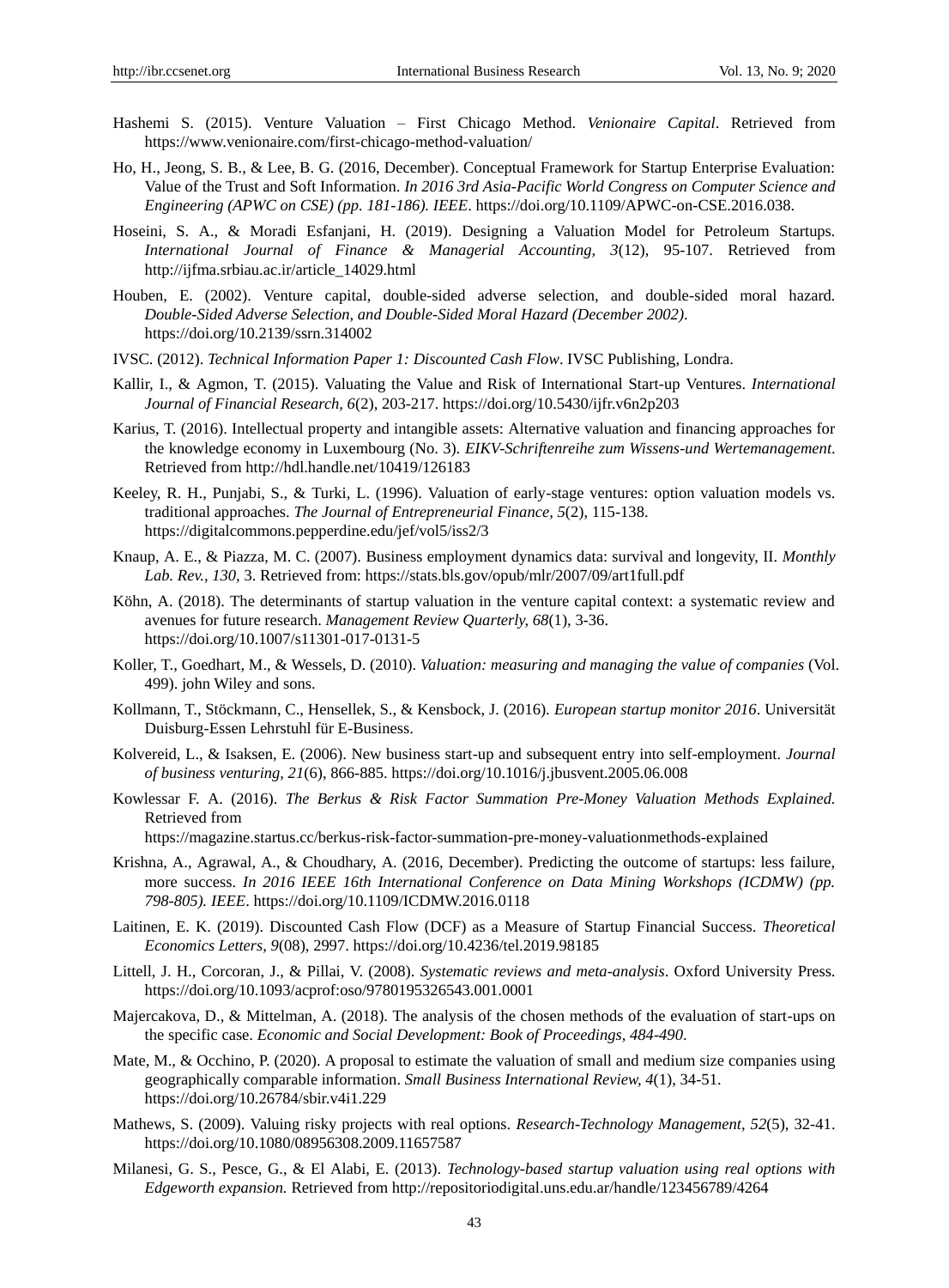Hashemi S. (2015). Venture Valuation – First Chicago Method. *Venionaire Capital*. Retrieved from https://www.venionaire.com/first-chicago-method-valuation/

Ho, H., Jeong, S. B., & Lee, B. G. (2016, December). Conceptual Framework for Startup Enterprise Evaluation: Value of the Trust and Soft Information. *In 2016 3rd Asia-Pacific World Congress on Computer Science and Engineering (APWC on CSE) (pp. 181-186). IEEE*. https://doi.org/10.1109/APWC-on-CSE.2016.038.

Hoseini, S. A., & Moradi Esfanjani, H. (2019). Designing a Valuation Model for Petroleum Startups. *International Journal of Finance & Managerial Accounting, 3*(12), 95-107. Retrieved from http://ijfma.srbiau.ac.ir/article_14029.html

Houben, E. (2002). Venture capital, double-sided adverse selection, and double-sided moral hazard. *Double-Sided Adverse Selection, and Double-Sided Moral Hazard (December 2002)*. https://doi.org/10.2139/ssrn.314002

IVSC. (2012). *Technical Information Paper 1: Discounted Cash Flow*. IVSC Publishing, Londra.

Kallir, I., & Agmon, T. (2015). Valuating the Value and Risk of International Start-up Ventures. *International Journal of Financial Research, 6*(2), 203-217. https://doi.org/10.5430/ijfr.v6n2p203

Karius, T. (2016). Intellectual property and intangible assets: Alternative valuation and financing approaches for the knowledge economy in Luxembourg (No. 3). *EIKV-Schriftenreihe zum Wissens-und Wertemanagement*. Retrieved from http://hdl.handle.net/10419/126183

Keeley, R. H., Punjabi, S., & Turki, L. (1996). Valuation of early-stage ventures: option valuation models vs. traditional approaches. *The Journal of Entrepreneurial Finance, 5*(2), 115-138. https://digitalcommons.pepperdine.edu/jef/vol5/iss2/3

Knaup, A. E., & Piazza, M. C. (2007). Business employment dynamics data: survival and longevity, II. *Monthly Lab. Rev., 130*, 3. Retrieved from: https://stats.bls.gov/opub/mlr/2007/09/art1full.pdf

Köhn, A. (2018). The determinants of startup valuation in the venture capital context: a systematic review and avenues for future research. *Management Review Quarterly, 68*(1), 3-36. https://doi.org/10.1007/s11301-017-0131-5

Koller, T., Goedhart, M., & Wessels, D. (2010). *Valuation: measuring and managing the value of companies* (Vol. 499). john Wiley and sons.

Kollmann, T., Stöckmann, C., Hensellek, S., & Kensbock, J. (2016). *European startup monitor 2016*. Universität Duisburg-Essen Lehrstuhl für E-Business.

Kolvereid, L., & Isaksen, E. (2006). New business start-up and subsequent entry into self-employment. *Journal of business venturing, 21*(6), 866-885. https://doi.org/10.1016/j.jbusvent.2005.06.008

Kowlessar F. A. (2016). *The Berkus & Risk Factor Summation Pre-Money Valuation Methods Explained.* Retrieved from https://magazine.startus.cc/berkus-risk-factor-summation-pre-money-valuationmethods-explained

Krishna, A., Agrawal, A., & Choudhary, A. (2016, December). Predicting the outcome of startups: less failure, more success. *In 2016 IEEE 16th International Conference on Data Mining Workshops (ICDMW) (pp. 798-805). IEEE*. https://doi.org/10.1109/ICDMW.2016.0118

Laitinen, E. K. (2019). Discounted Cash Flow (DCF) as a Measure of Startup Financial Success. *Theoretical Economics Letters, 9*(08), 2997. https://doi.org/10.4236/tel.2019.98185

Littell, J. H., Corcoran, J., & Pillai, V. (2008). *Systematic reviews and meta-analysis*. Oxford University Press. https://doi.org/10.1093/acprof:oso/9780195326543.001.0001

Majercakova, D., & Mittelman, A. (2018). The analysis of the chosen methods of the evaluation of start-ups on the specific case. *Economic and Social Development: Book of Proceedings, 484-490*.

Mate, M., & Occhino, P. (2020). A proposal to estimate the valuation of small and medium size companies using geographically comparable information. *Small Business International Review, 4*(1), 34-51. https://doi.org/10.26784/sbir.v4i1.229

Mathews, S. (2009). Valuing risky projects with real options. *Research-Technology Management, 52*(5), 32-41. https://doi.org/10.1080/08956308.2009.11657587

Milanesi, G. S., Pesce, G., & El Alabi, E. (2013). *Technology-based startup valuation using real options with Edgeworth expansion.* Retrieved from http://repositoriodigital.uns.edu.ar/handle/123456789/4264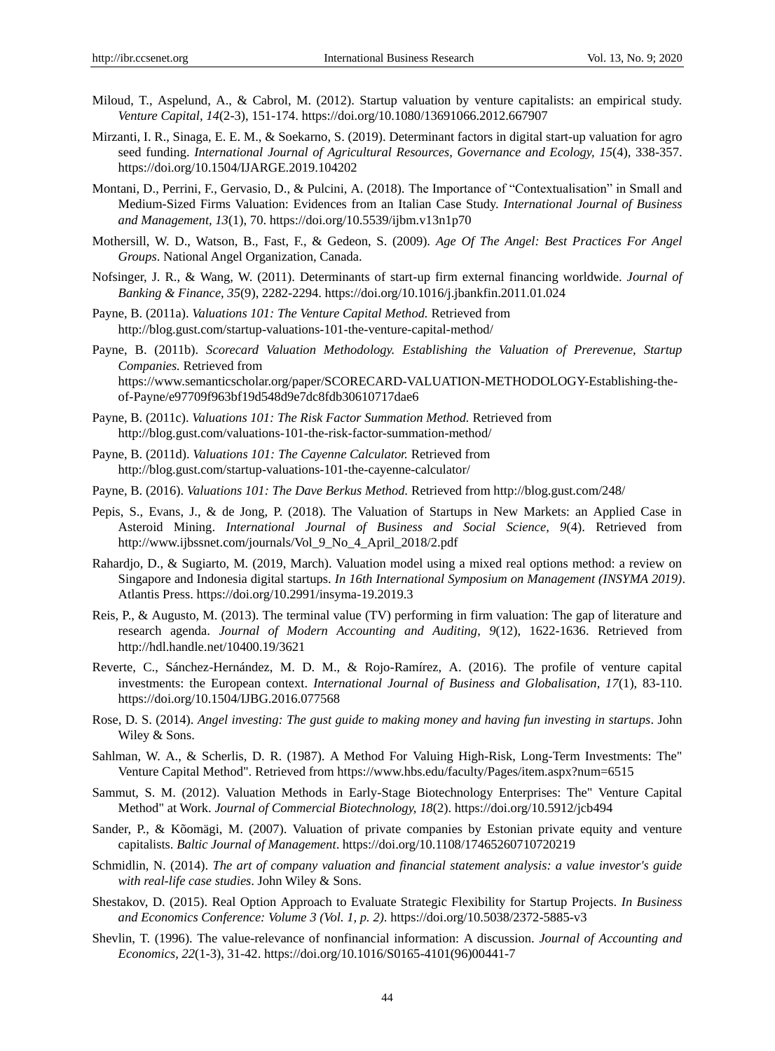Miloud, T., Aspelund, A., & Cabrol, M. (2012). Startup valuation by venture capitalists: an empirical study. *Venture Capital, 14*(2-3), 151-174. https://doi.org/10.1080/13691066.2012.667907

Mirzanti, I. R., Sinaga, E. E. M., & Soekarno, S. (2019). Determinant factors in digital start-up valuation for agro seed funding. *International Journal of Agricultural Resources, Governance and Ecology, 15*(4), 338-357. https://doi.org/10.1504/IJARGE.2019.104202

Montani, D., Perrini, F., Gervasio, D., & Pulcini, A. (2018). The Importance of "Contextualisation" in Small and Medium-Sized Firms Valuation: Evidences from an Italian Case Study. *International Journal of Business and Management, 13*(1), 70. https://doi.org/10.5539/ijbm.v13n1p70

Mothersill, W. D., Watson, B., Fast, F., & Gedeon, S. (2009). *Age Of The Angel: Best Practices For Angel Groups*. National Angel Organization, Canada.

Nofsinger, J. R., & Wang, W. (2011). Determinants of start-up firm external financing worldwide. *Journal of Banking & Finance, 35*(9), 2282-2294. https://doi.org/10.1016/j.jbankfin.2011.01.024

Payne, B. (2011a). *Valuations 101: The Venture Capital Method.* Retrieved from http://blog.gust.com/startup-valuations-101-the-venture-capital-method/

Payne, B. (2011b). *Scorecard Valuation Methodology. Establishing the Valuation of Prerevenue, Startup Companies.* Retrieved from https://www.semanticscholar.org/paper/SCORECARD-VALUATION-METHODOLOGY-Establishing-the-of-Payne/e97709f963bf19d548d9e7dc8fdb30610717dae6

Payne, B. (2011c). *Valuations 101: The Risk Factor Summation Method.* Retrieved from http://blog.gust.com/valuations-101-the-risk-factor-summation-method/

Payne, B. (2011d). *Valuations 101: The Cayenne Calculator.* Retrieved from http://blog.gust.com/startup-valuations-101-the-cayenne-calculator/

Payne, B. (2016). *Valuations 101: The Dave Berkus Method.* Retrieved from http://blog.gust.com/248/

Pepis, S., Evans, J., & de Jong, P. (2018). The Valuation of Startups in New Markets: an Applied Case in Asteroid Mining. *International Journal of Business and Social Science, 9*(4). Retrieved from http://www.ijbssnet.com/journals/Vol_9_No_4_April_2018/2.pdf

Rahardjo, D., & Sugiarto, M. (2019, March). Valuation model using a mixed real options method: a review on Singapore and Indonesia digital startups. *In 16th International Symposium on Management (INSYMA 2019)*. Atlantis Press. https://doi.org/10.2991/insyma-19.2019.3

Reis, P., & Augusto, M. (2013). The terminal value (TV) performing in firm valuation: The gap of literature and research agenda. *Journal of Modern Accounting and Auditing, 9*(12), 1622-1636. Retrieved from http://hdl.handle.net/10400.19/3621

Reverte, C., Sánchez-Hernández, M. D. M., & Rojo-Ramírez, A. (2016). The profile of venture capital investments: the European context. *International Journal of Business and Globalisation, 17*(1), 83-110. https://doi.org/10.1504/IJBG.2016.077568

Rose, D. S. (2014). *Angel investing: The gust guide to making money and having fun investing in startups*. John Wiley & Sons.

Sahlman, W. A., & Scherlis, D. R. (1987). A Method For Valuing High-Risk, Long-Term Investments: The" Venture Capital Method". Retrieved from https://www.hbs.edu/faculty/Pages/item.aspx?num=6515

Sammut, S. M. (2012). Valuation Methods in Early-Stage Biotechnology Enterprises: The" Venture Capital Method" at Work. *Journal of Commercial Biotechnology, 18*(2). https://doi.org/10.5912/jcb494

Sander, P., & Kõomägi, M. (2007). Valuation of private companies by Estonian private equity and venture capitalists. *Baltic Journal of Management*. https://doi.org/10.1108/17465260710720219

Schmidlin, N. (2014). *The art of company valuation and financial statement analysis: a value investor's guide with real-life case studies*. John Wiley & Sons.

Shestakov, D. (2015). Real Option Approach to Evaluate Strategic Flexibility for Startup Projects. *In Business and Economics Conference: Volume 3 (Vol. 1, p. 2)*. https://doi.org/10.5038/2372-5885-v3

Shevlin, T. (1996). The value-relevance of nonfinancial information: A discussion. *Journal of Accounting and Economics, 22*(1-3), 31-42. https://doi.org/10.1016/S0165-4101(96)00441-7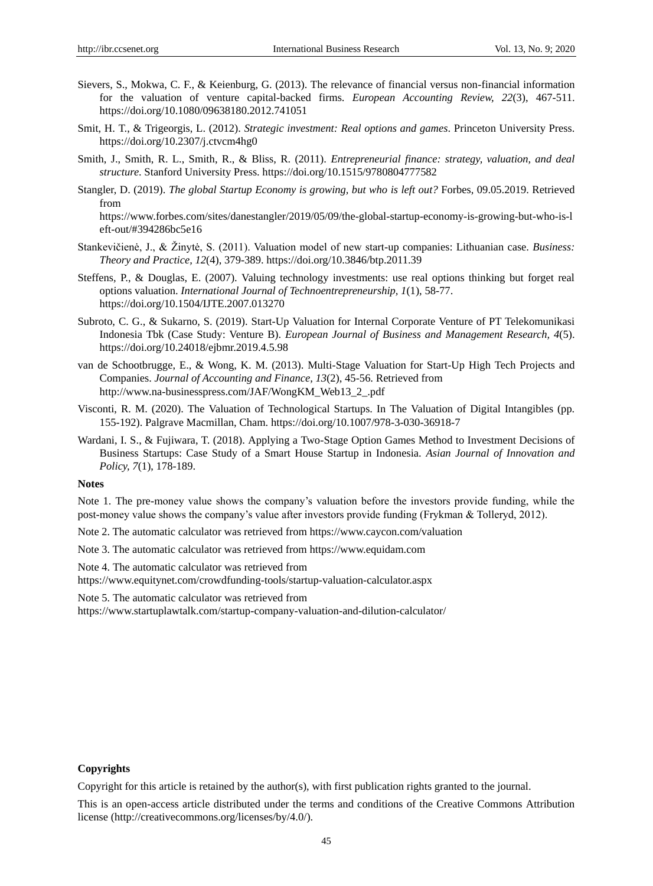Sievers, S., Mokwa, C. F., & Keienburg, G. (2013). The relevance of financial versus non-financial information for the valuation of venture capital-backed firms. *European Accounting Review, 22*(3), 467-511. https://doi.org/10.1080/09638180.2012.741051

Smit, H. T., & Trigeorgis, L. (2012). *Strategic investment: Real options and games*. Princeton University Press. https://doi.org/10.2307/j.ctvcm4hg0

Smith, J., Smith, R. L., Smith, R., & Bliss, R. (2011). *Entrepreneurial finance: strategy, valuation, and deal structure*. Stanford University Press. https://doi.org/10.1515/9780804777582

Stangler, D. (2019). *The global Startup Economy is growing, but who is left out?* Forbes, 09.05.2019. Retrieved from https://www.forbes.com/sites/danestangler/2019/05/09/the-global-startup-economy-is-growing-but-who-is-left-out/#394286bc5e16

Stankevičienė, J., & Žinytė, S. (2011). Valuation model of new start-up companies: Lithuanian case. *Business: Theory and Practice, 12*(4), 379-389. https://doi.org/10.3846/btp.2011.39

Steffens, P., & Douglas, E. (2007). Valuing technology investments: use real options thinking but forget real options valuation. *International Journal of Technoentrepreneurship, 1*(1), 58-77. https://doi.org/10.1504/IJTE.2007.013270

Subroto, C. G., & Sukarno, S. (2019). Start-Up Valuation for Internal Corporate Venture of PT Telekomunikasi Indonesia Tbk (Case Study: Venture B). *European Journal of Business and Management Research, 4*(5). https://doi.org/10.24018/ejbmr.2019.4.5.98

van de Schootbrugge, E., & Wong, K. M. (2013). Multi-Stage Valuation for Start-Up High Tech Projects and Companies. *Journal of Accounting and Finance, 13*(2), 45-56. Retrieved from http://www.na-businesspress.com/JAF/WongKM_Web13_2_.pdf

Visconti, R. M. (2020). The Valuation of Technological Startups. In The Valuation of Digital Intangibles (pp. 155-192). Palgrave Macmillan, Cham. https://doi.org/10.1007/978-3-030-36918-7

Wardani, I. S., & Fujiwara, T. (2018). Applying a Two-Stage Option Games Method to Investment Decisions of Business Startups: Case Study of a Smart House Startup in Indonesia. *Asian Journal of Innovation and Policy, 7*(1), 178-189.

**Notes**

Note 1. The pre-money value shows the company's valuation before the investors provide funding, while the post-money value shows the company's value after investors provide funding (Frykman & Tolleryd, 2012).

Note 2. The automatic calculator was retrieved from https://www.caycon.com/valuation

Note 3. The automatic calculator was retrieved from https://www.equidam.com

Note 4. The automatic calculator was retrieved from https://www.equitynet.com/crowdfunding-tools/startup-valuation-calculator.aspx

Note 5. The automatic calculator was retrieved from https://www.startuplawtalk.com/startup-company-valuation-and-dilution-calculator/

**Copyrights**

Copyright for this article is retained by the author(s), with first publication rights granted to the journal.

This is an open-access article distributed under the terms and conditions of the Creative Commons Attribution license (http://creativecommons.org/licenses/by/4.0/).